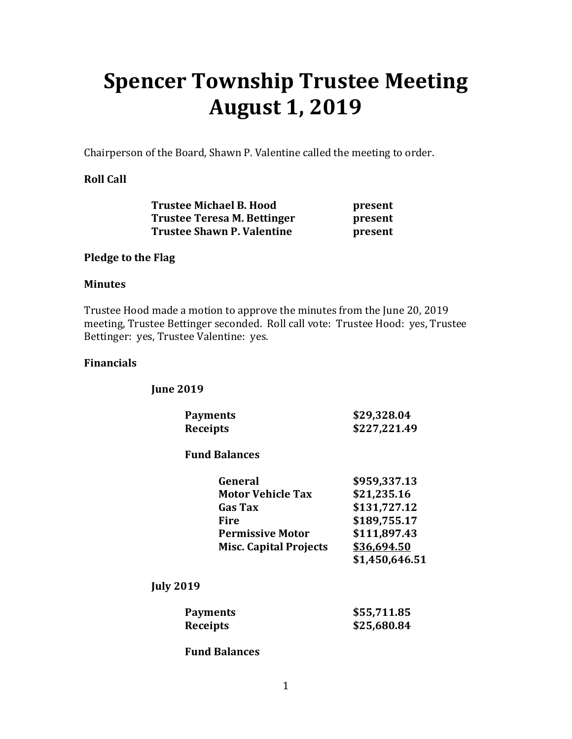# Spencer Township Trustee Meeting
# August 1, 2019

Chairperson of the Board, Shawn P. Valentine called the meeting to order.

**Roll Call**

| | |
|---|---|
| **Trustee Michael B. Hood** | **present** |
| **Trustee Teresa M. Bettinger** | **present** |
| **Trustee Shawn P. Valentine** | **present** |

**Pledge to the Flag**

**Minutes**

Trustee Hood made a motion to approve the minutes from the June 20, 2019 meeting, Trustee Bettinger seconded. Roll call vote: Trustee Hood: yes, Trustee Bettinger: yes, Trustee Valentine: yes.

**Financials**

**June 2019**

| | |
|---|---|
| **Payments** | **$29,328.04** |
| **Receipts** | **$227,221.49** |

**Fund Balances**

| | |
|---|---|
| **General** | **$959,337.13** |
| **Motor Vehicle Tax** | **$21,235.16** |
| **Gas Tax** | **$131,727.12** |
| **Fire** | **$189,755.17** |
| **Permissive Motor** | **$111,897.43** |
| **Misc. Capital Projects** | **$36,694.50** |
| | **$1,450,646.51** |

**July 2019**

| | |
|---|---|
| **Payments** | **$55,711.85** |
| **Receipts** | **$25,680.84** |

**Fund Balances**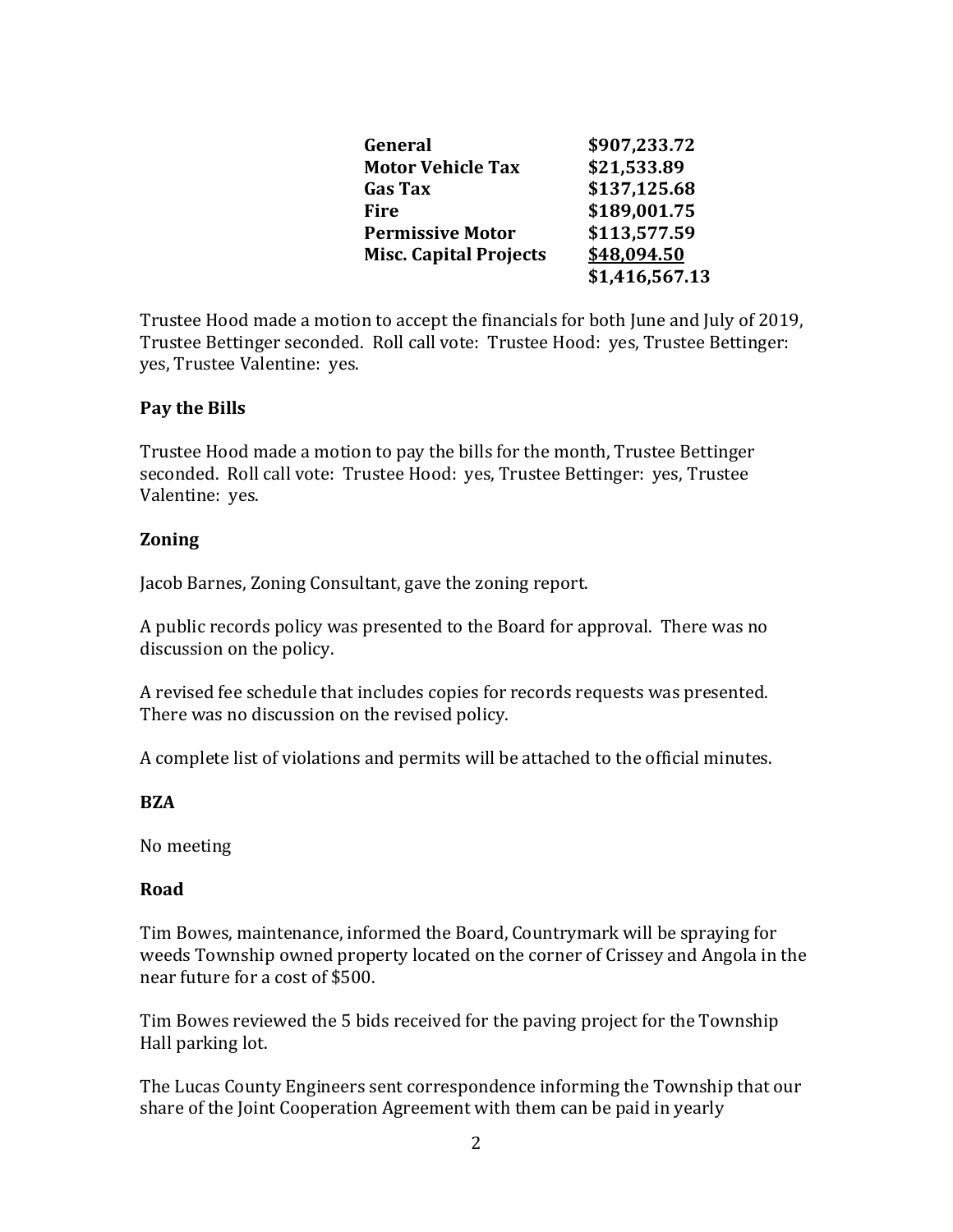| | |
|---|---|
| **General** | **$907,233.72** |
| **Motor Vehicle Tax** | **$21,533.89** |
| **Gas Tax** | **$137,125.68** |
| **Fire** | **$189,001.75** |
| **Permissive Motor** | **$113,577.59** |
| **Misc. Capital Projects** | **$48,094.50** |
| | **$1,416,567.13** |

Trustee Hood made a motion to accept the financials for both June and July of 2019, Trustee Bettinger seconded. Roll call vote: Trustee Hood: yes, Trustee Bettinger: yes, Trustee Valentine: yes.

**Pay the Bills**

Trustee Hood made a motion to pay the bills for the month, Trustee Bettinger seconded. Roll call vote: Trustee Hood: yes, Trustee Bettinger: yes, Trustee Valentine: yes.

**Zoning**

Jacob Barnes, Zoning Consultant, gave the zoning report.

A public records policy was presented to the Board for approval. There was no discussion on the policy.

A revised fee schedule that includes copies for records requests was presented. There was no discussion on the revised policy.

A complete list of violations and permits will be attached to the official minutes.

**BZA**

No meeting

**Road**

Tim Bowes, maintenance, informed the Board, Countrymark will be spraying for weeds Township owned property located on the corner of Crissey and Angola in the near future for a cost of $500.

Tim Bowes reviewed the 5 bids received for the paving project for the Township Hall parking lot.

The Lucas County Engineers sent correspondence informing the Township that our share of the Joint Cooperation Agreement with them can be paid in yearly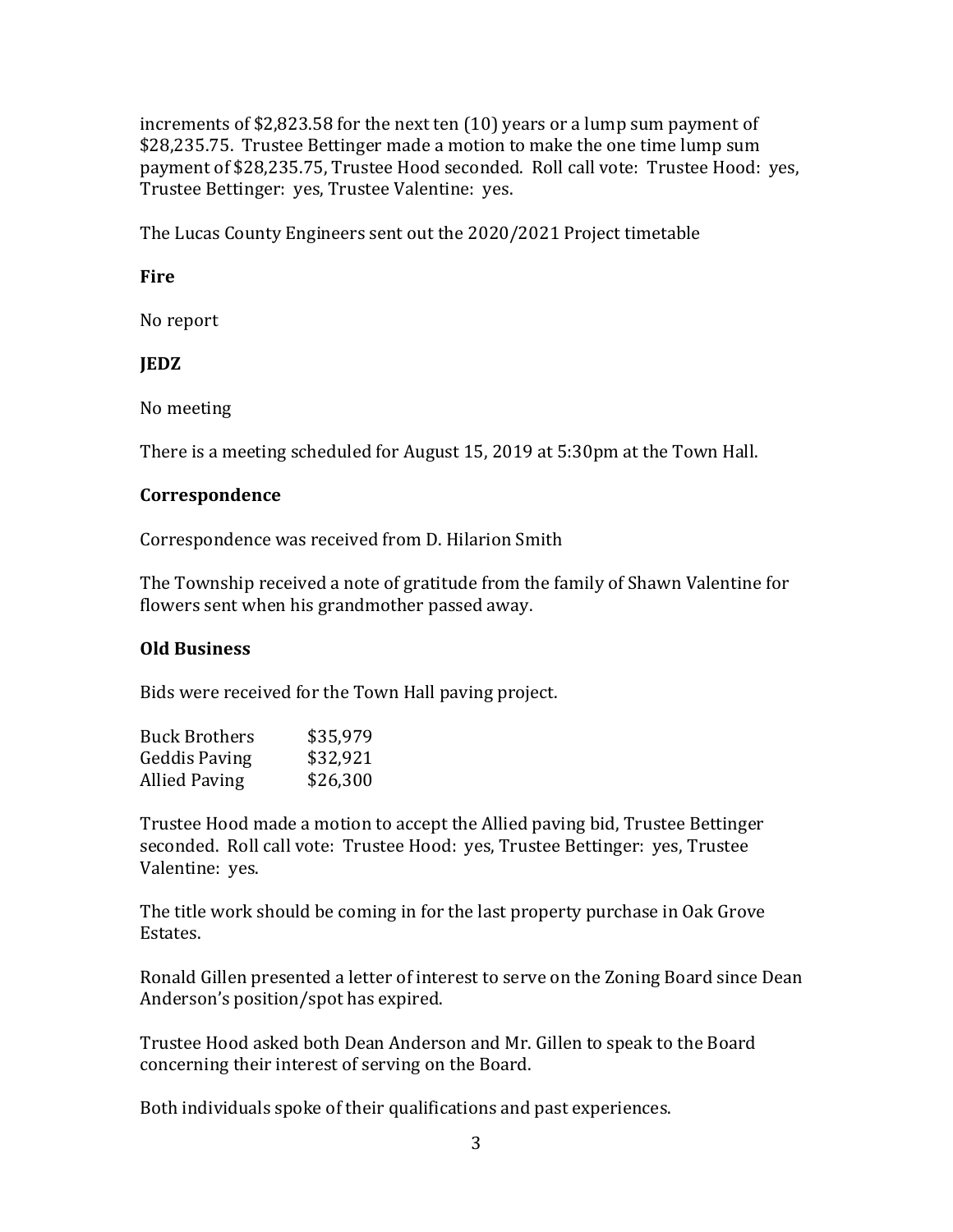increments of $2,823.58 for the next ten (10) years or a lump sum payment of $28,235.75. Trustee Bettinger made a motion to make the one time lump sum payment of $28,235.75, Trustee Hood seconded. Roll call vote: Trustee Hood: yes, Trustee Bettinger: yes, Trustee Valentine: yes.

The Lucas County Engineers sent out the 2020/2021 Project timetable

**Fire**

No report

**JEDZ**

No meeting

There is a meeting scheduled for August 15, 2019 at 5:30pm at the Town Hall.

**Correspondence**

Correspondence was received from D. Hilarion Smith

The Township received a note of gratitude from the family of Shawn Valentine for flowers sent when his grandmother passed away.

**Old Business**

Bids were received for the Town Hall paving project.

| | |
|---|---|
| Buck Brothers | $35,979 |
| Geddis Paving | $32,921 |
| Allied Paving | $26,300 |

Trustee Hood made a motion to accept the Allied paving bid, Trustee Bettinger seconded. Roll call vote: Trustee Hood: yes, Trustee Bettinger: yes, Trustee Valentine: yes.

The title work should be coming in for the last property purchase in Oak Grove Estates.

Ronald Gillen presented a letter of interest to serve on the Zoning Board since Dean Anderson's position/spot has expired.

Trustee Hood asked both Dean Anderson and Mr. Gillen to speak to the Board concerning their interest of serving on the Board.

Both individuals spoke of their qualifications and past experiences.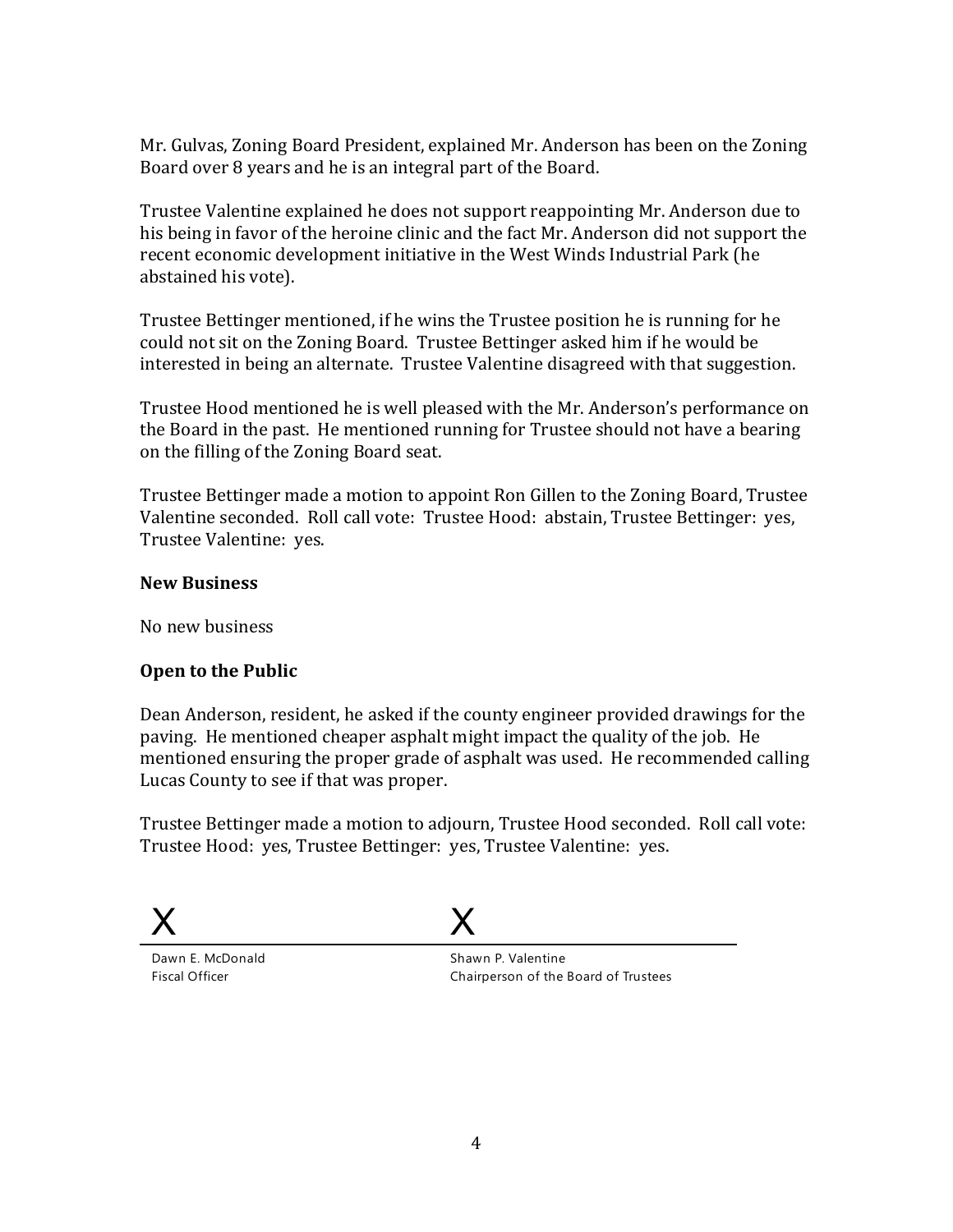Mr. Gulvas, Zoning Board President, explained Mr. Anderson has been on the Zoning Board over 8 years and he is an integral part of the Board.

Trustee Valentine explained he does not support reappointing Mr. Anderson due to his being in favor of the heroine clinic and the fact Mr. Anderson did not support the recent economic development initiative in the West Winds Industrial Park (he abstained his vote).

Trustee Bettinger mentioned, if he wins the Trustee position he is running for he could not sit on the Zoning Board. Trustee Bettinger asked him if he would be interested in being an alternate. Trustee Valentine disagreed with that suggestion.

Trustee Hood mentioned he is well pleased with the Mr. Anderson's performance on the Board in the past. He mentioned running for Trustee should not have a bearing on the filling of the Zoning Board seat.

Trustee Bettinger made a motion to appoint Ron Gillen to the Zoning Board, Trustee Valentine seconded. Roll call vote: Trustee Hood: abstain, Trustee Bettinger: yes, Trustee Valentine: yes.

**New Business**

No new business

**Open to the Public**

Dean Anderson, resident, he asked if the county engineer provided drawings for the paving. He mentioned cheaper asphalt might impact the quality of the job. He mentioned ensuring the proper grade of asphalt was used. He recommended calling Lucas County to see if that was proper.

Trustee Bettinger made a motion to adjourn, Trustee Hood seconded. Roll call vote: Trustee Hood: yes, Trustee Bettinger: yes, Trustee Valentine: yes.

X

Dawn E. McDonald
Fiscal Officer

X

Shawn P. Valentine
Chairperson of the Board of Trustees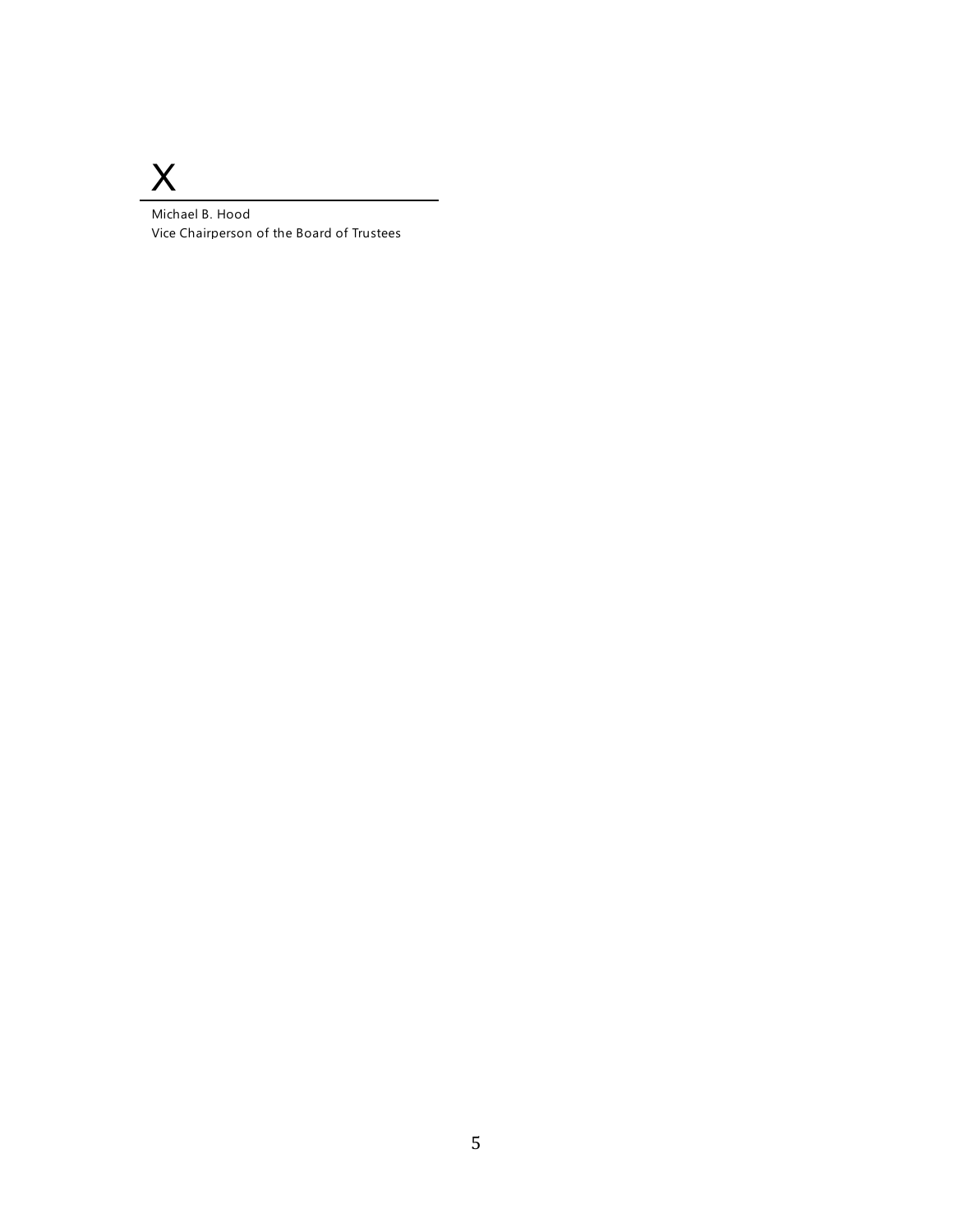X

______________________________________

Michael B. Hood
Vice Chairperson of the Board of Trustees